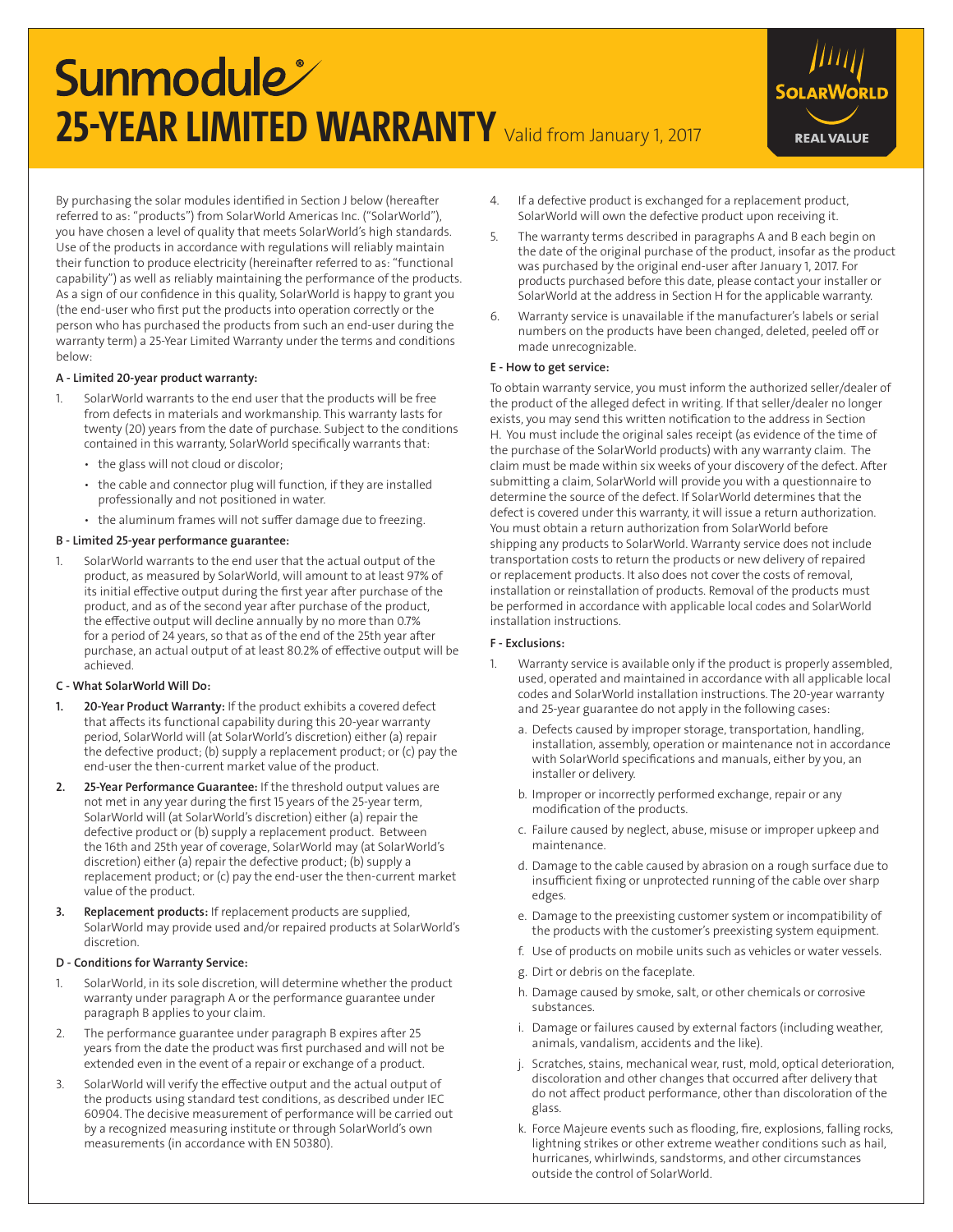# Sunmodule®

# 25-YEAR LIMITED WARRANTY Valid from January 1, 2017

SOLARWORLD REAL VALUE

By purchasing the solar modules identified in Section J below (hereafter referred to as: "products") from SolarWorld Americas Inc. ("SolarWorld"), you have chosen a level of quality that meets SolarWorld's high standards. Use of the products in accordance with regulations will reliably maintain their function to produce electricity (hereinafter referred to as: "functional capability") as well as reliably maintaining the performance of the products. As a sign of our confidence in this quality, SolarWorld is happy to grant you (the end-user who first put the products into operation correctly or the person who has purchased the products from such an end-user during the warranty term) a 25-Year Limited Warranty under the terms and conditions below:

**A - Limited 20-year product warranty:**

1. SolarWorld warrants to the end user that the products will be free from defects in materials and workmanship. This warranty lasts for twenty (20) years from the date of purchase. Subject to the conditions contained in this warranty, SolarWorld specifically warrants that:
   - the glass will not cloud or discolor;
   - the cable and connector plug will function, if they are installed professionally and not positioned in water.
   - the aluminum frames will not suffer damage due to freezing.

**B - Limited 25-year performance guarantee:**

1. SolarWorld warrants to the end user that the actual output of the product, as measured by SolarWorld, will amount to at least 97% of its initial effective output during the first year after purchase of the product, and as of the second year after purchase of the product, the effective output will decline annually by no more than 0.7% for a period of 24 years, so that as of the end of the 25th year after purchase, an actual output of at least 80.2% of effective output will be achieved.

**C - What SolarWorld Will Do:**

1. **20-Year Product Warranty:** If the product exhibits a covered defect that affects its functional capability during this 20-year warranty period, SolarWorld will (at SolarWorld's discretion) either (a) repair the defective product; (b) supply a replacement product; or (c) pay the end-user the then-current market value of the product.
2. **25-Year Performance Guarantee:** If the threshold output values are not met in any year during the first 15 years of the 25-year term, SolarWorld will (at SolarWorld's discretion) either (a) repair the defective product or (b) supply a replacement product. Between the 16th and 25th year of coverage, SolarWorld may (at SolarWorld's discretion) either (a) repair the defective product; (b) supply a replacement product; or (c) pay the end-user the then-current market value of the product.
3. **Replacement products:** If replacement products are supplied, SolarWorld may provide used and/or repaired products at SolarWorld's discretion.

**D - Conditions for Warranty Service:**

1. SolarWorld, in its sole discretion, will determine whether the product warranty under paragraph A or the performance guarantee under paragraph B applies to your claim.
2. The performance guarantee under paragraph B expires after 25 years from the date the product was first purchased and will not be extended even in the event of a repair or exchange of a product.
3. SolarWorld will verify the effective output and the actual output of the products using standard test conditions, as described under IEC 60904. The decisive measurement of performance will be carried out by a recognized measuring institute or through SolarWorld's own measurements (in accordance with EN 50380).
4. If a defective product is exchanged for a replacement product, SolarWorld will own the defective product upon receiving it.
5. The warranty terms described in paragraphs A and B each begin on the date of the original purchase of the product, insofar as the product was purchased by the original end-user after January 1, 2017. For products purchased before this date, please contact your installer or SolarWorld at the address in Section H for the applicable warranty.
6. Warranty service is unavailable if the manufacturer's labels or serial numbers on the products have been changed, deleted, peeled off or made unrecognizable.

**E - How to get service:**

To obtain warranty service, you must inform the authorized seller/dealer of the product of the alleged defect in writing. If that seller/dealer no longer exists, you may send this written notification to the address in Section H. You must include the original sales receipt (as evidence of the time of the purchase of the SolarWorld products) with any warranty claim. The claim must be made within six weeks of your discovery of the defect. After submitting a claim, SolarWorld will provide you with a questionnaire to determine the source of the defect. If SolarWorld determines that the defect is covered under this warranty, it will issue a return authorization. You must obtain a return authorization from SolarWorld before shipping any products to SolarWorld. Warranty service does not include transportation costs to return the products or new delivery of repaired or replacement products. It also does not cover the costs of removal, installation or reinstallation of products. Removal of the products must be performed in accordance with applicable local codes and SolarWorld installation instructions.

**F - Exclusions:**

1. Warranty service is available only if the product is properly assembled, used, operated and maintained in accordance with all applicable local codes and SolarWorld installation instructions. The 20-year warranty and 25-year guarantee do not apply in the following cases:
   a. Defects caused by improper storage, transportation, handling, installation, assembly, operation or maintenance not in accordance with SolarWorld specifications and manuals, either by you, an installer or delivery.
   b. Improper or incorrectly performed exchange, repair or any modification of the products.
   c. Failure caused by neglect, abuse, misuse or improper upkeep and maintenance.
   d. Damage to the cable caused by abrasion on a rough surface due to insufficient fixing or unprotected running of the cable over sharp edges.
   e. Damage to the preexisting customer system or incompatibility of the products with the customer's preexisting system equipment.
   f. Use of products on mobile units such as vehicles or water vessels.
   g. Dirt or debris on the faceplate.
   h. Damage caused by smoke, salt, or other chemicals or corrosive substances.
   i. Damage or failures caused by external factors (including weather, animals, vandalism, accidents and the like).
   j. Scratches, stains, mechanical wear, rust, mold, optical deterioration, discoloration and other changes that occurred after delivery that do not affect product performance, other than discoloration of the glass.
   k. Force Majeure events such as flooding, fire, explosions, falling rocks, lightning strikes or other extreme weather conditions such as hail, hurricanes, whirlwinds, sandstorms, and other circumstances outside the control of SolarWorld.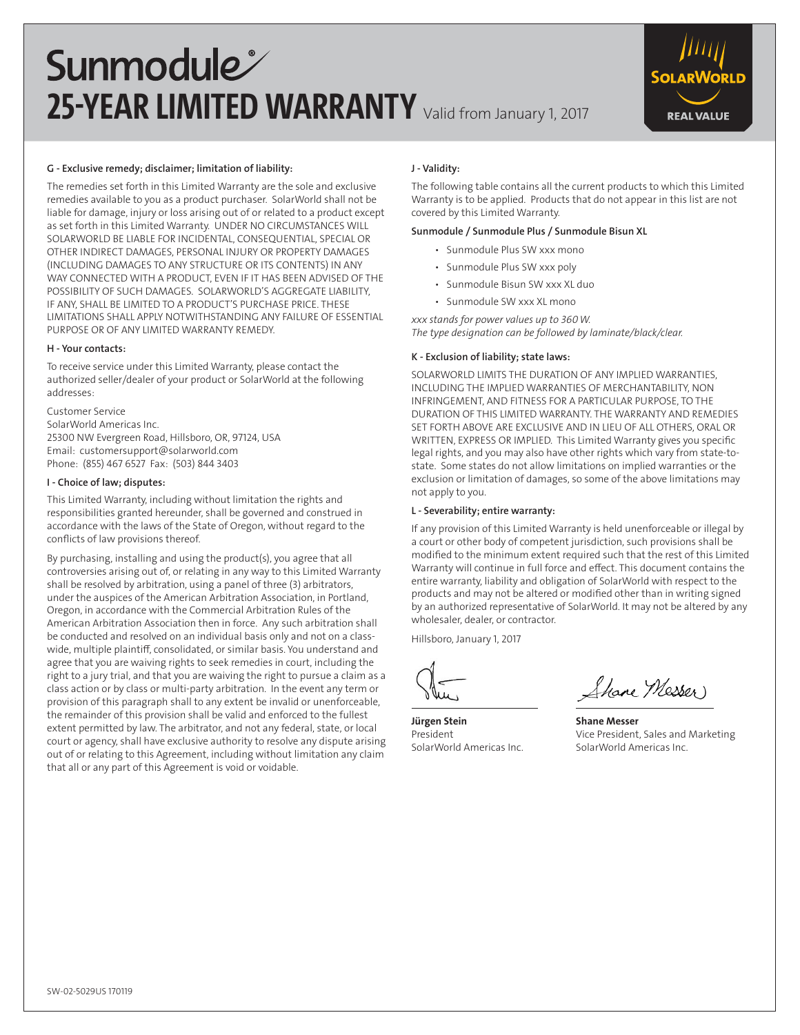# Sunmodule 25-YEAR LIMITED WARRANTY Valid from January 1, 2017

SOLARWORLD
REAL VALUE

**G - Exclusive remedy; disclaimer; limitation of liability:**

The remedies set forth in this Limited Warranty are the sole and exclusive remedies available to you as a product purchaser. SolarWorld shall not be liable for damage, injury or loss arising out of or related to a product except as set forth in this Limited Warranty. UNDER NO CIRCUMSTANCES WILL SOLARWORLD BE LIABLE FOR INCIDENTAL, CONSEQUENTIAL, SPECIAL OR OTHER INDIRECT DAMAGES, PERSONAL INJURY OR PROPERTY DAMAGES (INCLUDING DAMAGES TO ANY STRUCTURE OR ITS CONTENTS) IN ANY WAY CONNECTED WITH A PRODUCT, EVEN IF IT HAS BEEN ADVISED OF THE POSSIBILITY OF SUCH DAMAGES. SOLARWORLD'S AGGREGATE LIABILITY, IF ANY, SHALL BE LIMITED TO A PRODUCT'S PURCHASE PRICE. THESE LIMITATIONS SHALL APPLY NOTWITHSTANDING ANY FAILURE OF ESSENTIAL PURPOSE OR OF ANY LIMITED WARRANTY REMEDY.

**H - Your contacts:**

To receive service under this Limited Warranty, please contact the authorized seller/dealer of your product or SolarWorld at the following addresses:

Customer Service
SolarWorld Americas Inc.
25300 NW Evergreen Road, Hillsboro, OR, 97124, USA
Email: customersupport@solarworld.com
Phone: (855) 467 6527 Fax: (503) 844 3403

**I - Choice of law; disputes:**

This Limited Warranty, including without limitation the rights and responsibilities granted hereunder, shall be governed and construed in accordance with the laws of the State of Oregon, without regard to the conflicts of law provisions thereof.

By purchasing, installing and using the product(s), you agree that all controversies arising out of, or relating in any way to this Limited Warranty shall be resolved by arbitration, using a panel of three (3) arbitrators, under the auspices of the American Arbitration Association, in Portland, Oregon, in accordance with the Commercial Arbitration Rules of the American Arbitration Association then in force. Any such arbitration shall be conducted and resolved on an individual basis only and not on a class-wide, multiple plaintiff, consolidated, or similar basis. You understand and agree that you are waiving rights to seek remedies in court, including the right to a jury trial, and that you are waiving the right to pursue a claim as a class action or by class or multi-party arbitration. In the event any term or provision of this paragraph shall to any extent be invalid or unenforceable, the remainder of this provision shall be valid and enforced to the fullest extent permitted by law. The arbitrator, and not any federal, state, or local court or agency, shall have exclusive authority to resolve any dispute arising out of or relating to this Agreement, including without limitation any claim that all or any part of this Agreement is void or voidable.

**J - Validity:**

The following table contains all the current products to which this Limited Warranty is to be applied. Products that do not appear in this list are not covered by this Limited Warranty.

**Sunmodule / Sunmodule Plus / Sunmodule Bisun XL**

- Sunmodule Plus SW xxx mono
- Sunmodule Plus SW xxx poly
- Sunmodule Bisun SW xxx XL duo
- Sunmodule SW xxx XL mono

*xxx stands for power values up to 360 W.*
*The type designation can be followed by laminate/black/clear.*

**K - Exclusion of liability; state laws:**

SOLARWORLD LIMITS THE DURATION OF ANY IMPLIED WARRANTIES, INCLUDING THE IMPLIED WARRANTIES OF MERCHANTABILITY, NON INFRINGEMENT, AND FITNESS FOR A PARTICULAR PURPOSE, TO THE DURATION OF THIS LIMITED WARRANTY. THE WARRANTY AND REMEDIES SET FORTH ABOVE ARE EXCLUSIVE AND IN LIEU OF ALL OTHERS, ORAL OR WRITTEN, EXPRESS OR IMPLIED. This Limited Warranty gives you specific legal rights, and you may also have other rights which vary from state-to-state. Some states do not allow limitations on implied warranties or the exclusion or limitation of damages, so some of the above limitations may not apply to you.

**L - Severability; entire warranty:**

If any provision of this Limited Warranty is held unenforceable or illegal by a court or other body of competent jurisdiction, such provisions shall be modified to the minimum extent required such that the rest of this Limited Warranty will continue in full force and effect. This document contains the entire warranty, liability and obligation of SolarWorld with respect to the products and may not be altered or modified other than in writing signed by an authorized representative of SolarWorld. It may not be altered by any wholesaler, dealer, or contractor.

Hillsboro, January 1, 2017

**Jürgen Stein**
President
SolarWorld Americas Inc.

**Shane Messer**
Vice President, Sales and Marketing
SolarWorld Americas Inc.

SW-02-5029US 170119